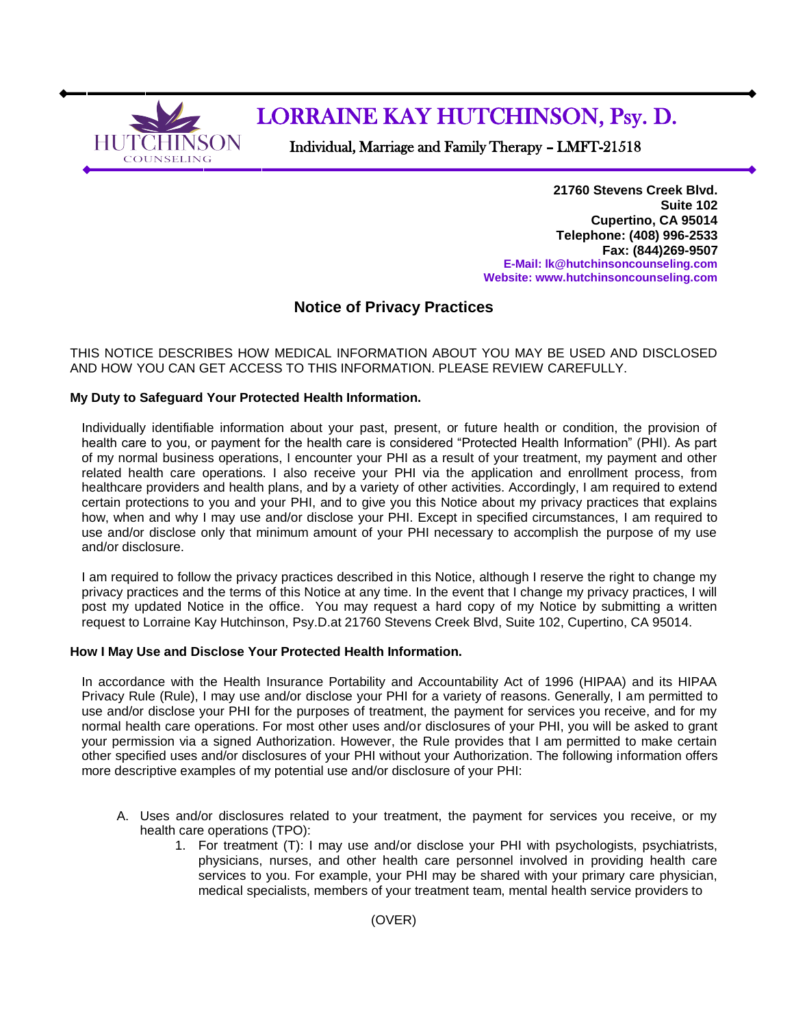HUTCHINSON COUNSELING

# LORRAINE KAY HUTCHINSON, Psy. D.

Individual, Marriage and Family Therapy – LMFT-21518

**21760 Stevens Creek Blvd.**
**Suite 102**
**Cupertino, CA 95014**
**Telephone: (408) 996-2533**
**Fax: (844)269-9507**
**E-Mail: lk@hutchinsoncounseling.com**
**Website: www.hutchinsoncounseling.com**

## Notice of Privacy Practices

THIS NOTICE DESCRIBES HOW MEDICAL INFORMATION ABOUT YOU MAY BE USED AND DISCLOSED AND HOW YOU CAN GET ACCESS TO THIS INFORMATION. PLEASE REVIEW CAREFULLY.

**My Duty to Safeguard Your Protected Health Information.**

Individually identifiable information about your past, present, or future health or condition, the provision of health care to you, or payment for the health care is considered "Protected Health Information" (PHI). As part of my normal business operations, I encounter your PHI as a result of your treatment, my payment and other related health care operations. I also receive your PHI via the application and enrollment process, from healthcare providers and health plans, and by a variety of other activities. Accordingly, I am required to extend certain protections to you and your PHI, and to give you this Notice about my privacy practices that explains how, when and why I may use and/or disclose your PHI. Except in specified circumstances, I am required to use and/or disclose only that minimum amount of your PHI necessary to accomplish the purpose of my use and/or disclosure.

I am required to follow the privacy practices described in this Notice, although I reserve the right to change my privacy practices and the terms of this Notice at any time. In the event that I change my privacy practices, I will post my updated Notice in the office. You may request a hard copy of my Notice by submitting a written request to Lorraine Kay Hutchinson, Psy.D.at 21760 Stevens Creek Blvd, Suite 102, Cupertino, CA 95014.

**How I May Use and Disclose Your Protected Health Information.**

In accordance with the Health Insurance Portability and Accountability Act of 1996 (HIPAA) and its HIPAA Privacy Rule (Rule), I may use and/or disclose your PHI for a variety of reasons. Generally, I am permitted to use and/or disclose your PHI for the purposes of treatment, the payment for services you receive, and for my normal health care operations. For most other uses and/or disclosures of your PHI, you will be asked to grant your permission via a signed Authorization. However, the Rule provides that I am permitted to make certain other specified uses and/or disclosures of your PHI without your Authorization. The following information offers more descriptive examples of my potential use and/or disclosure of your PHI:

A. Uses and/or disclosures related to your treatment, the payment for services you receive, or my health care operations (TPO):
    1. For treatment (T): I may use and/or disclose your PHI with psychologists, psychiatrists, physicians, nurses, and other health care personnel involved in providing health care services to you. For example, your PHI may be shared with your primary care physician, medical specialists, members of your treatment team, mental health service providers to

(OVER)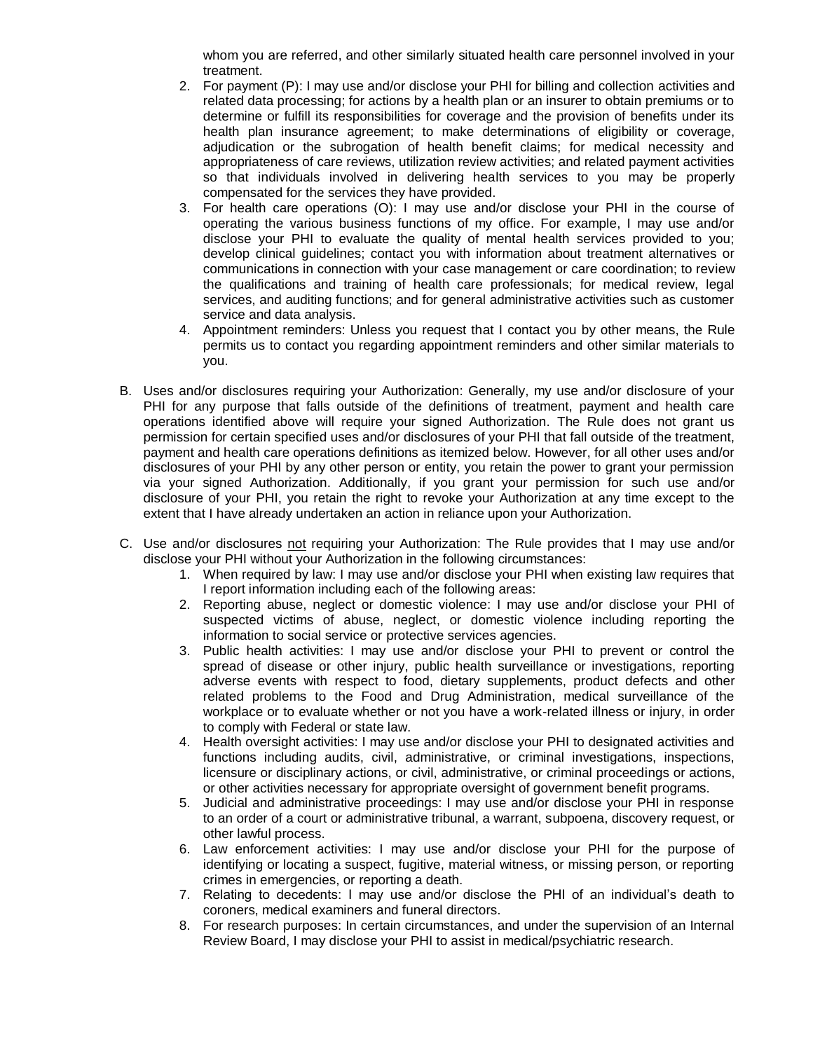whom you are referred, and other similarly situated health care personnel involved in your treatment.

2. For payment (P): I may use and/or disclose your PHI for billing and collection activities and related data processing; for actions by a health plan or an insurer to obtain premiums or to determine or fulfill its responsibilities for coverage and the provision of benefits under its health plan insurance agreement; to make determinations of eligibility or coverage, adjudication or the subrogation of health benefit claims; for medical necessity and appropriateness of care reviews, utilization review activities; and related payment activities so that individuals involved in delivering health services to you may be properly compensated for the services they have provided.
3. For health care operations (O): I may use and/or disclose your PHI in the course of operating the various business functions of my office. For example, I may use and/or disclose your PHI to evaluate the quality of mental health services provided to you; develop clinical guidelines; contact you with information about treatment alternatives or communications in connection with your case management or care coordination; to review the qualifications and training of health care professionals; for medical review, legal services, and auditing functions; and for general administrative activities such as customer service and data analysis.
4. Appointment reminders: Unless you request that I contact you by other means, the Rule permits us to contact you regarding appointment reminders and other similar materials to you.

B. Uses and/or disclosures requiring your Authorization: Generally, my use and/or disclosure of your PHI for any purpose that falls outside of the definitions of treatment, payment and health care operations identified above will require your signed Authorization. The Rule does not grant us permission for certain specified uses and/or disclosures of your PHI that fall outside of the treatment, payment and health care operations definitions as itemized below. However, for all other uses and/or disclosures of your PHI by any other person or entity, you retain the power to grant your permission via your signed Authorization. Additionally, if you grant your permission for such use and/or disclosure of your PHI, you retain the right to revoke your Authorization at any time except to the extent that I have already undertaken an action in reliance upon your Authorization.

C. Use and/or disclosures <u>not</u> requiring your Authorization: The Rule provides that I may use and/or disclose your PHI without your Authorization in the following circumstances:
   1. When required by law: I may use and/or disclose your PHI when existing law requires that I report information including each of the following areas:
   2. Reporting abuse, neglect or domestic violence: I may use and/or disclose your PHI of suspected victims of abuse, neglect, or domestic violence including reporting the information to social service or protective services agencies.
   3. Public health activities: I may use and/or disclose your PHI to prevent or control the spread of disease or other injury, public health surveillance or investigations, reporting adverse events with respect to food, dietary supplements, product defects and other related problems to the Food and Drug Administration, medical surveillance of the workplace or to evaluate whether or not you have a work-related illness or injury, in order to comply with Federal or state law.
   4. Health oversight activities: I may use and/or disclose your PHI to designated activities and functions including audits, civil, administrative, or criminal investigations, inspections, licensure or disciplinary actions, or civil, administrative, or criminal proceedings or actions, or other activities necessary for appropriate oversight of government benefit programs.
   5. Judicial and administrative proceedings: I may use and/or disclose your PHI in response to an order of a court or administrative tribunal, a warrant, subpoena, discovery request, or other lawful process.
   6. Law enforcement activities: I may use and/or disclose your PHI for the purpose of identifying or locating a suspect, fugitive, material witness, or missing person, or reporting crimes in emergencies, or reporting a death.
   7. Relating to decedents: I may use and/or disclose the PHI of an individual's death to coroners, medical examiners and funeral directors.
   8. For research purposes: In certain circumstances, and under the supervision of an Internal Review Board, I may disclose your PHI to assist in medical/psychiatric research.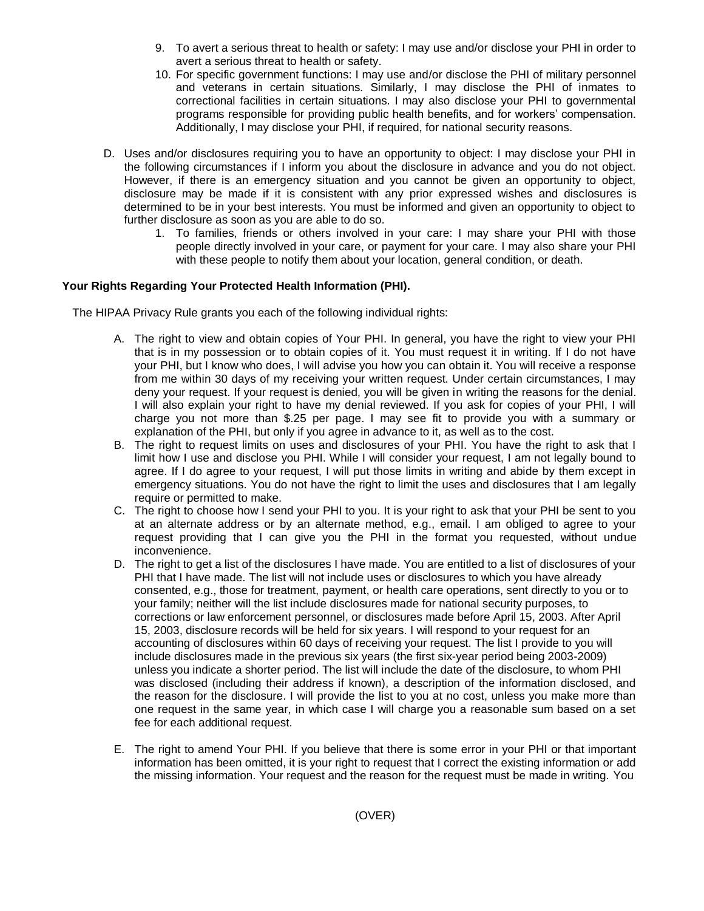9. To avert a serious threat to health or safety: I may use and/or disclose your PHI in order to avert a serious threat to health or safety.
10. For specific government functions: I may use and/or disclose the PHI of military personnel and veterans in certain situations. Similarly, I may disclose the PHI of inmates to correctional facilities in certain situations. I may also disclose your PHI to governmental programs responsible for providing public health benefits, and for workers' compensation. Additionally, I may disclose your PHI, if required, for national security reasons.

D. Uses and/or disclosures requiring you to have an opportunity to object: I may disclose your PHI in the following circumstances if I inform you about the disclosure in advance and you do not object. However, if there is an emergency situation and you cannot be given an opportunity to object, disclosure may be made if it is consistent with any prior expressed wishes and disclosures is determined to be in your best interests. You must be informed and given an opportunity to object to further disclosure as soon as you are able to do so.
   1. To families, friends or others involved in your care: I may share your PHI with those people directly involved in your care, or payment for your care. I may also share your PHI with these people to notify them about your location, general condition, or death.

**Your Rights Regarding Your Protected Health Information (PHI).**

The HIPAA Privacy Rule grants you each of the following individual rights:

A. The right to view and obtain copies of Your PHI. In general, you have the right to view your PHI that is in my possession or to obtain copies of it. You must request it in writing. If I do not have your PHI, but I know who does, I will advise you how you can obtain it. You will receive a response from me within 30 days of my receiving your written request. Under certain circumstances, I may deny your request. If your request is denied, you will be given in writing the reasons for the denial. I will also explain your right to have my denial reviewed. If you ask for copies of your PHI, I will charge you not more than $.25 per page. I may see fit to provide you with a summary or explanation of the PHI, but only if you agree in advance to it, as well as to the cost.
B. The right to request limits on uses and disclosures of your PHI. You have the right to ask that I limit how I use and disclose you PHI. While I will consider your request, I am not legally bound to agree. If I do agree to your request, I will put those limits in writing and abide by them except in emergency situations. You do not have the right to limit the uses and disclosures that I am legally require or permitted to make.
C. The right to choose how I send your PHI to you. It is your right to ask that your PHI be sent to you at an alternate address or by an alternate method, e.g., email. I am obliged to agree to your request providing that I can give you the PHI in the format you requested, without undue inconvenience.
D. The right to get a list of the disclosures I have made. You are entitled to a list of disclosures of your PHI that I have made. The list will not include uses or disclosures to which you have already consented, e.g., those for treatment, payment, or health care operations, sent directly to you or to your family; neither will the list include disclosures made for national security purposes, to corrections or law enforcement personnel, or disclosures made before April 15, 2003. After April 15, 2003, disclosure records will be held for six years. I will respond to your request for an accounting of disclosures within 60 days of receiving your request. The list I provide to you will include disclosures made in the previous six years (the first six-year period being 2003-2009) unless you indicate a shorter period. The list will include the date of the disclosure, to whom PHI was disclosed (including their address if known), a description of the information disclosed, and the reason for the disclosure. I will provide the list to you at no cost, unless you make more than one request in the same year, in which case I will charge you a reasonable sum based on a set fee for each additional request.

E. The right to amend Your PHI. If you believe that there is some error in your PHI or that important information has been omitted, it is your right to request that I correct the existing information or add the missing information. Your request and the reason for the request must be made in writing. You

(OVER)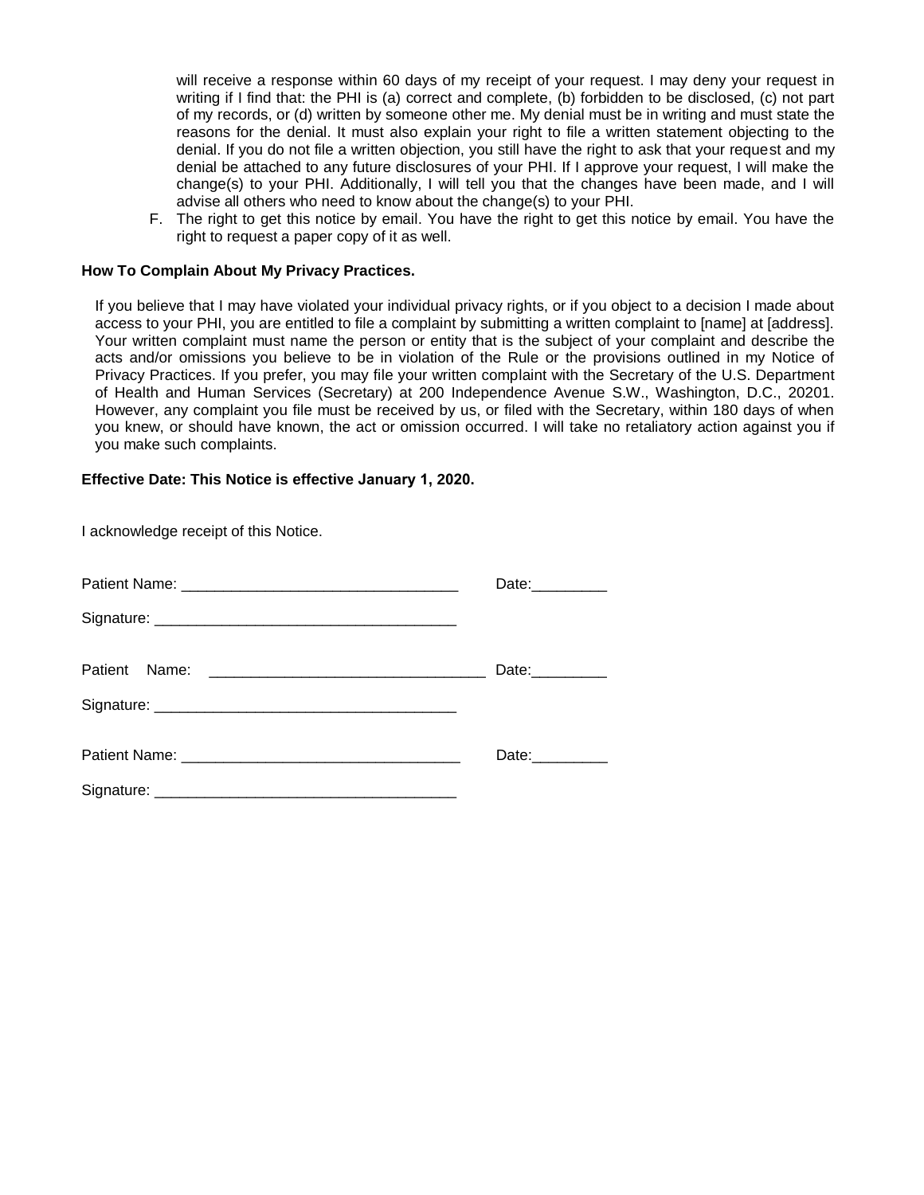will receive a response within 60 days of my receipt of your request. I may deny your request in writing if I find that: the PHI is (a) correct and complete, (b) forbidden to be disclosed, (c) not part of my records, or (d) written by someone other me. My denial must be in writing and must state the reasons for the denial. It must also explain your right to file a written statement objecting to the denial. If you do not file a written objection, you still have the right to ask that your request and my denial be attached to any future disclosures of your PHI. If I approve your request, I will make the change(s) to your PHI. Additionally, I will tell you that the changes have been made, and I will advise all others who need to know about the change(s) to your PHI.

F. The right to get this notice by email. You have the right to get this notice by email. You have the right to request a paper copy of it as well.

**How To Complain About My Privacy Practices.**

If you believe that I may have violated your individual privacy rights, or if you object to a decision I made about access to your PHI, you are entitled to file a complaint by submitting a written complaint to [name] at [address]. Your written complaint must name the person or entity that is the subject of your complaint and describe the acts and/or omissions you believe to be in violation of the Rule or the provisions outlined in my Notice of Privacy Practices. If you prefer, you may file your written complaint with the Secretary of the U.S. Department of Health and Human Services (Secretary) at 200 Independence Avenue S.W., Washington, D.C., 20201. However, any complaint you file must be received by us, or filed with the Secretary, within 180 days of when you knew, or should have known, the act or omission occurred. I will take no retaliatory action against you if you make such complaints.

**Effective Date: This Notice is effective January 1, 2020.**

I acknowledge receipt of this Notice.

Patient Name: ________________________________ Date:_________

Signature: ___________________________________

Patient Name: ________________________________ Date:_________

Signature: ___________________________________

Patient Name: ________________________________ Date:_________

Signature: ___________________________________